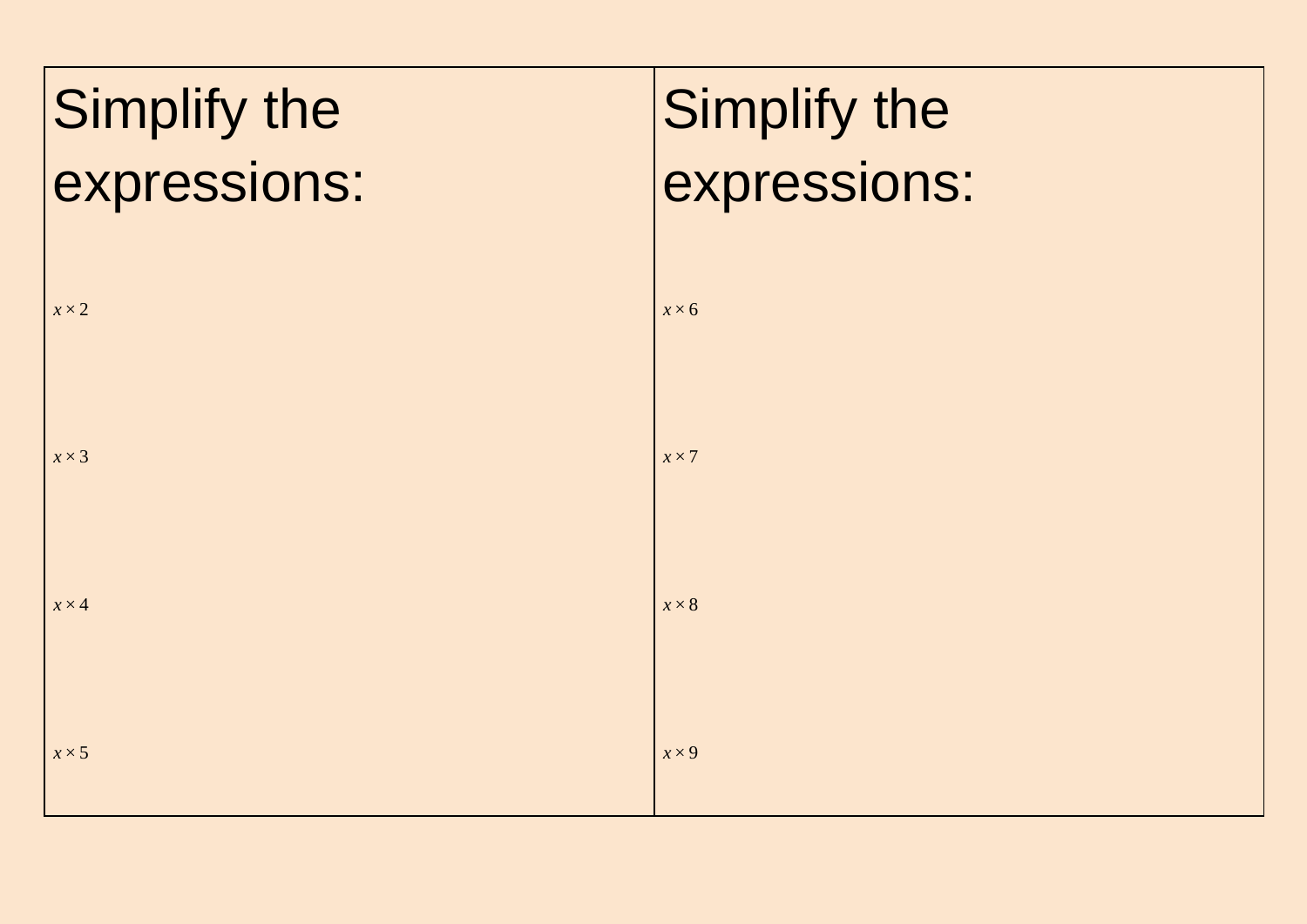## Simplify the expressions:

$x \times 2$

$x \times 3$

$x \times 4$

$x \times 5$

## Simplify the expressions:

$x \times 6$

$x \times 7$

$x \times 8$

$x \times 9$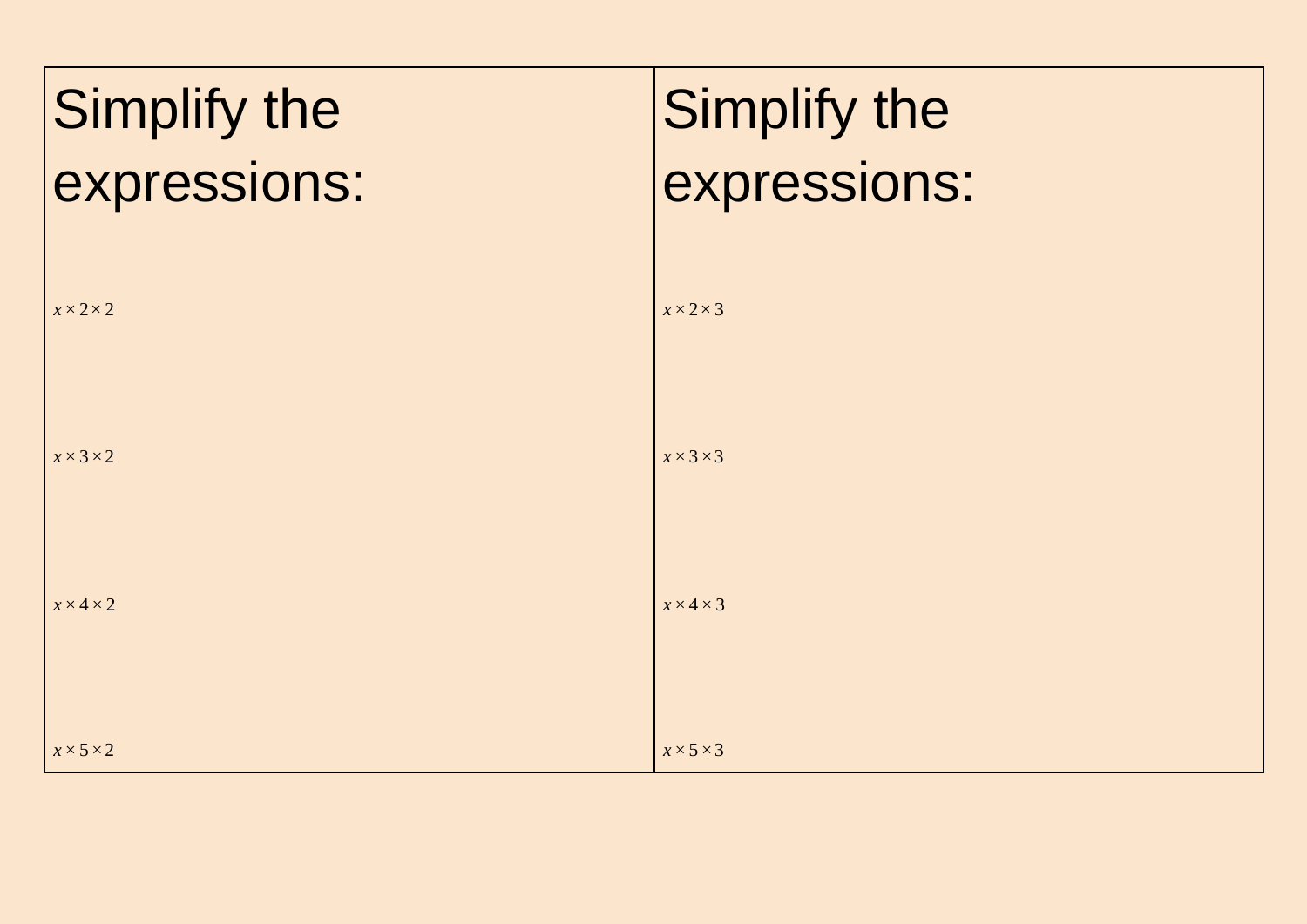## Simplify the expressions:

$x \times 2 \times 2$

$x \times 3 \times 2$

$x \times 4 \times 2$

$x \times 5 \times 2$

## Simplify the expressions:

$x \times 2 \times 3$

$x \times 3 \times 3$

$x \times 4 \times 3$

$x \times 5 \times 3$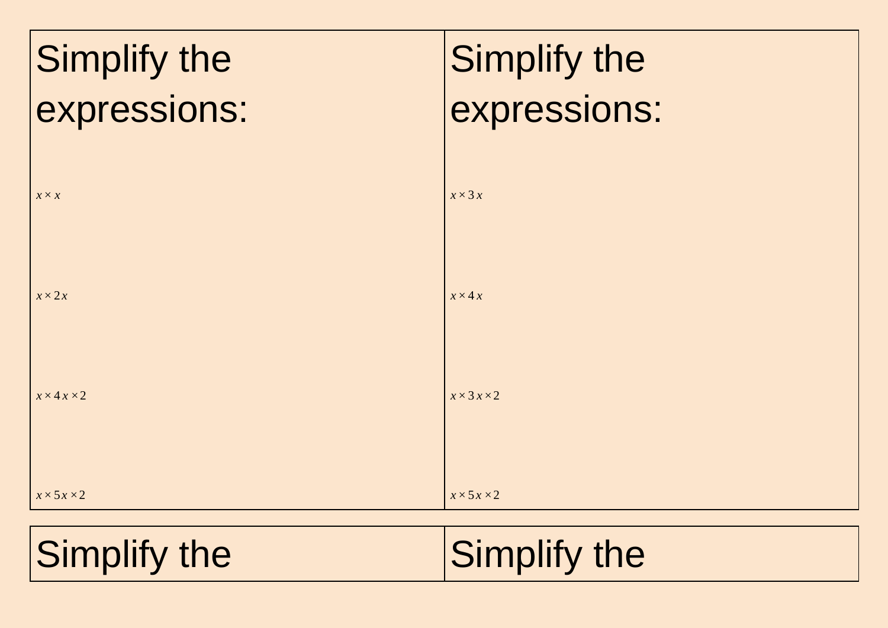Simplify the expressions:

$x \times x$

$x \times 2x$

$x \times 4x \times 2$

$x \times 5x \times 2$

Simplify the expressions:

$x \times 3x$

$x \times 4x$

$x \times 3x \times 2$

$x \times 5x \times 2$

Simplify the

Simplify the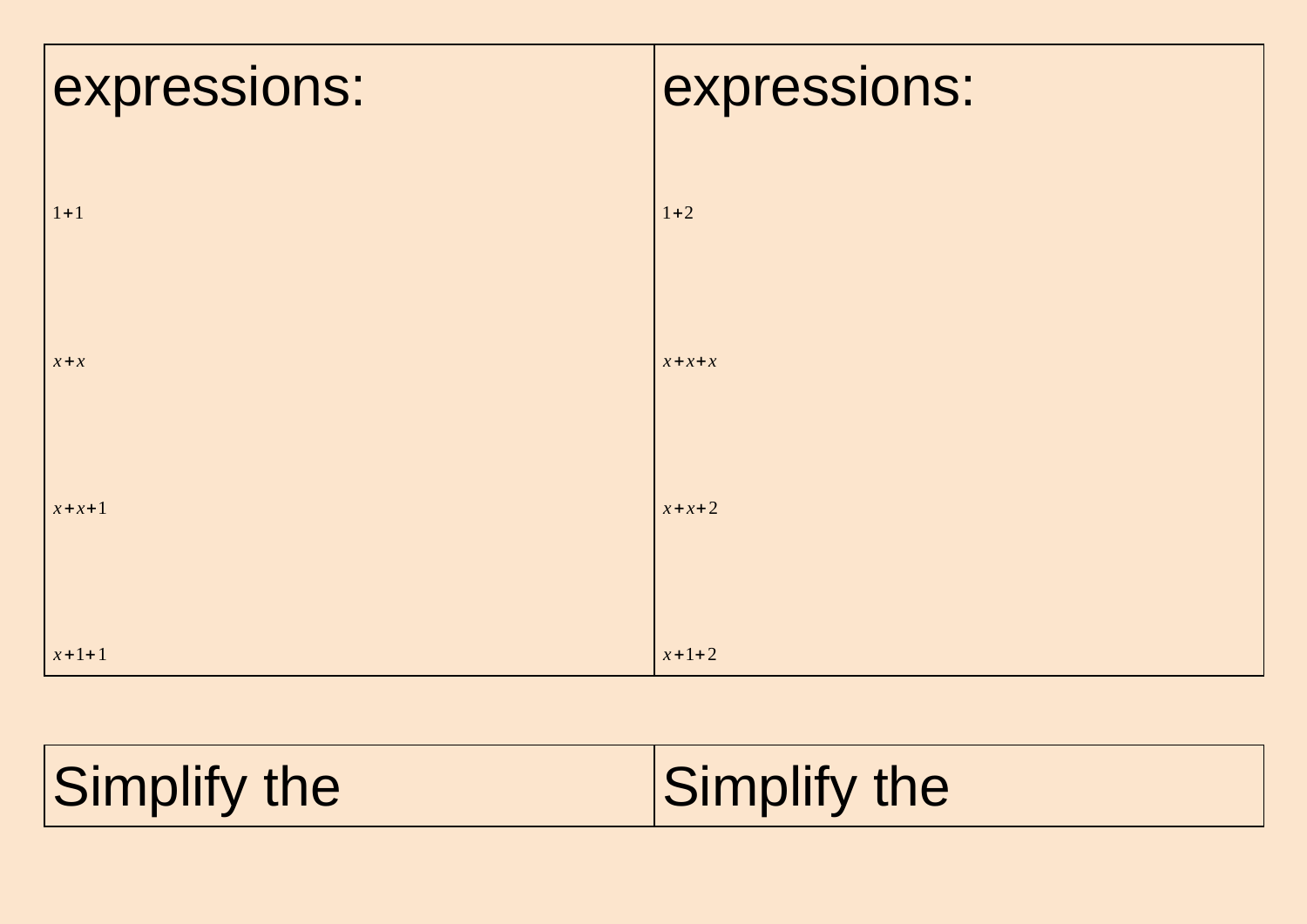| expressions: | expressions: |
| --- | --- |
| $1+1$ | $1+2$ |
| $x+x$ | $x+x+x$ |
| $x+x+1$ | $x+x+2$ |
| $x+1+1$ | $x+1+2$ |

| Simplify the | Simplify the |
| --- | --- |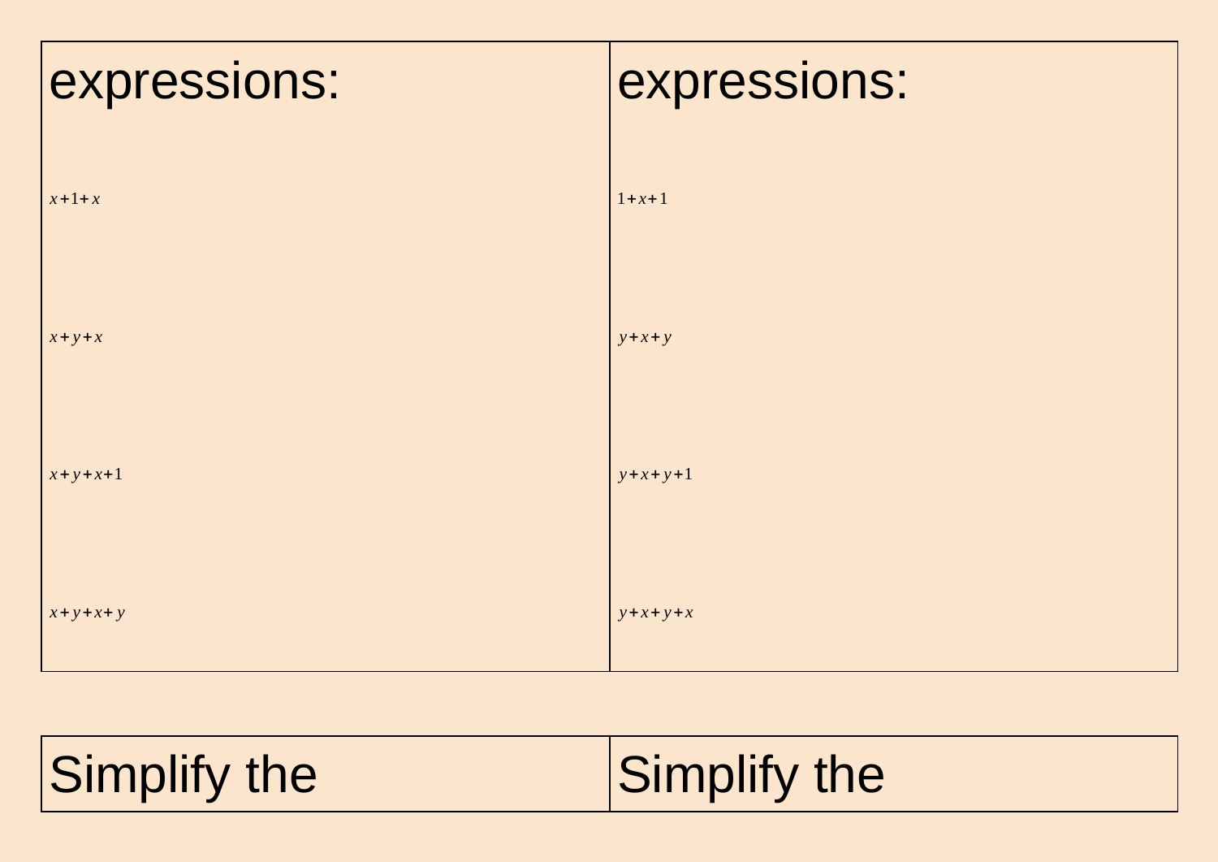| expressions: | expressions: |
|---|---|
| $x+1+x$ | $1+x+1$ |
| $x+y+x$ | $y+x+y$ |
| $x+y+x+1$ | $y+x+y+1$ |
| $x+y+x+y$ | $y+x+y+x$ |

| Simplify the | Simplify the |
|---|---|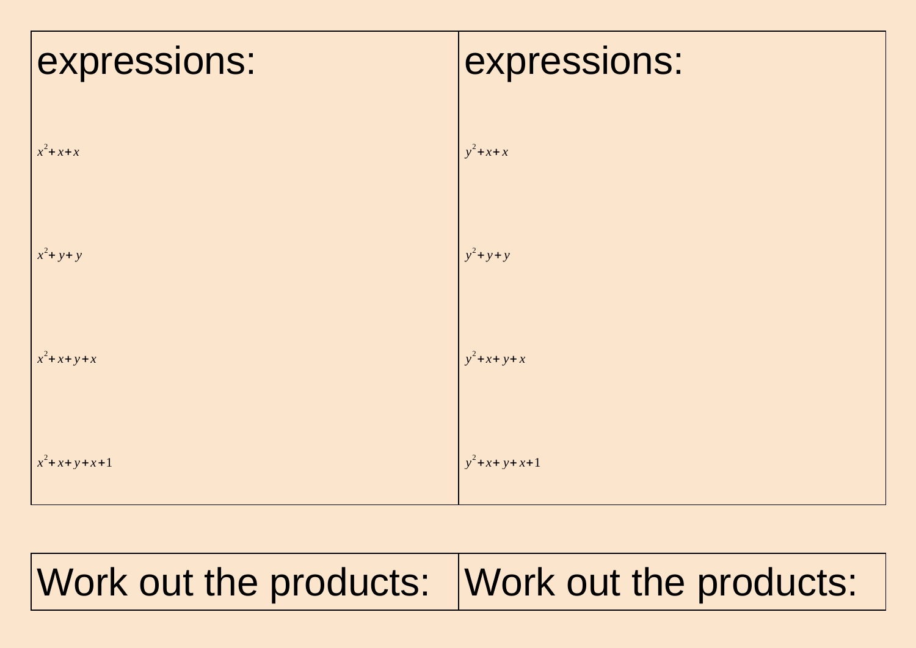| expressions: | expressions: |
|---|---|
| $x^2+x+x$ | $y^2+x+x$ |
| $x^2+y+y$ | $y^2+y+y$ |
| $x^2+x+y+x$ | $y^2+x+y+x$ |
| $x^2+x+y+x+1$ | $y^2+x+y+x+1$ |

| Work out the products: | Work out the products: |
|---|---|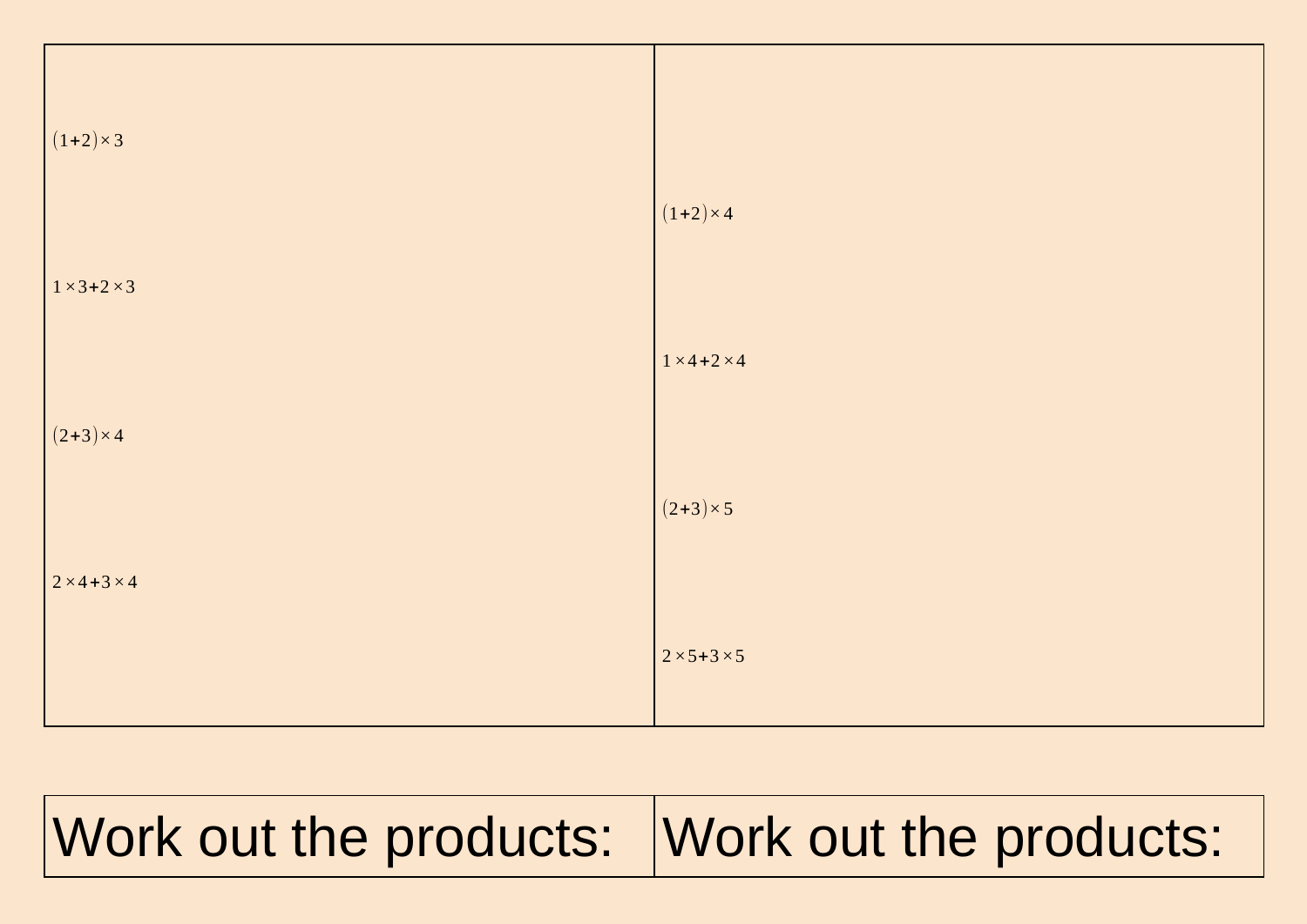$(1+2)\times 3$

$1\times 3+2\times 3$

$(2+3)\times 4$

$2\times 4+3\times 4$

$(1+2)\times 4$

$1\times 4+2\times 4$

$(2+3)\times 5$

$2\times 5+3\times 5$

| Work out the products: | Work out the products: |
|---|---|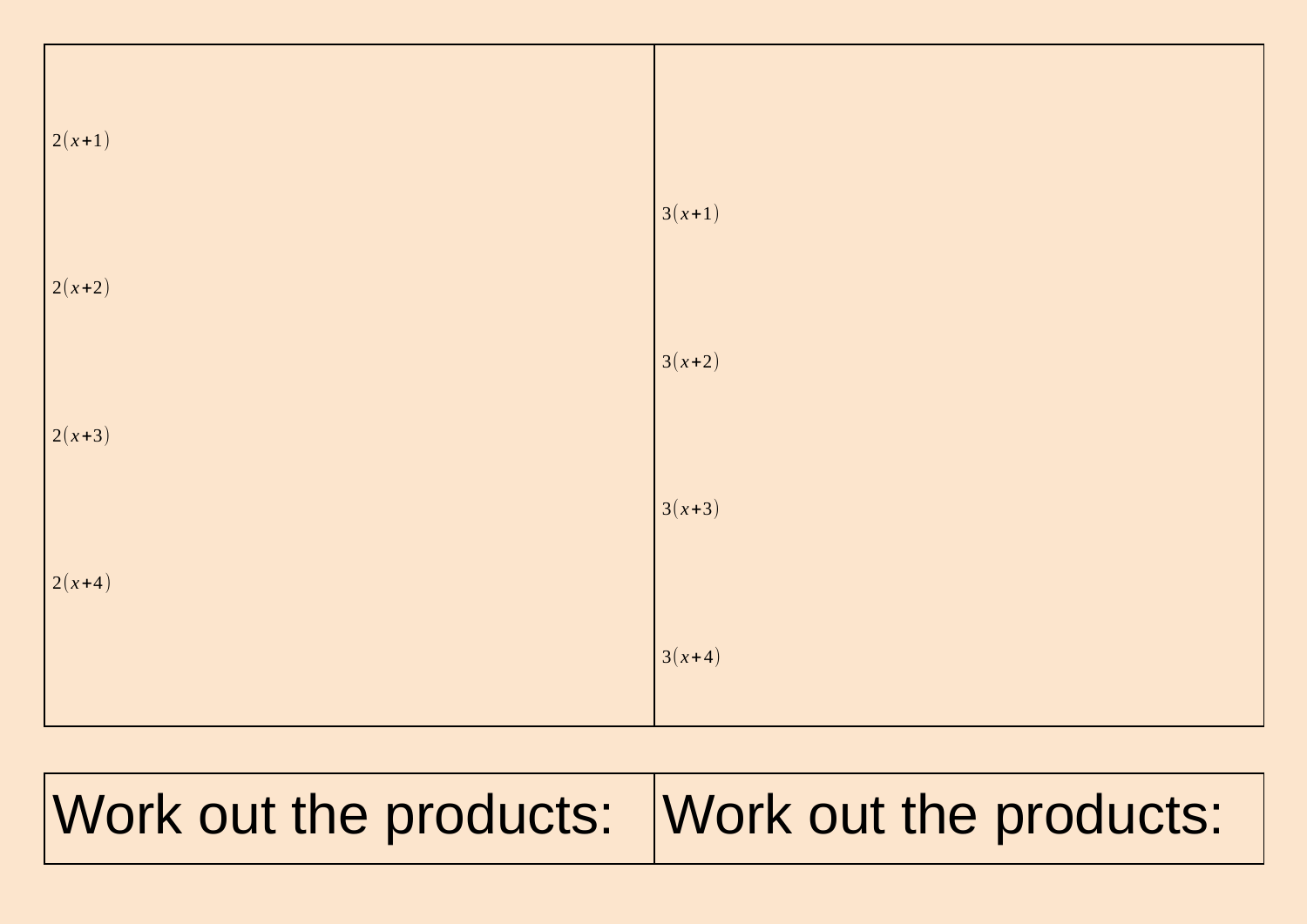| $2(x+1)$<br><br>$2(x+2)$<br><br>$2(x+3)$<br><br>$2(x+4)$ | $3(x+1)$<br><br>$3(x+2)$<br><br>$3(x+3)$<br><br>$3(x+4)$ |
| --- | --- |

| Work out the products: | Work out the products: |
| --- | --- |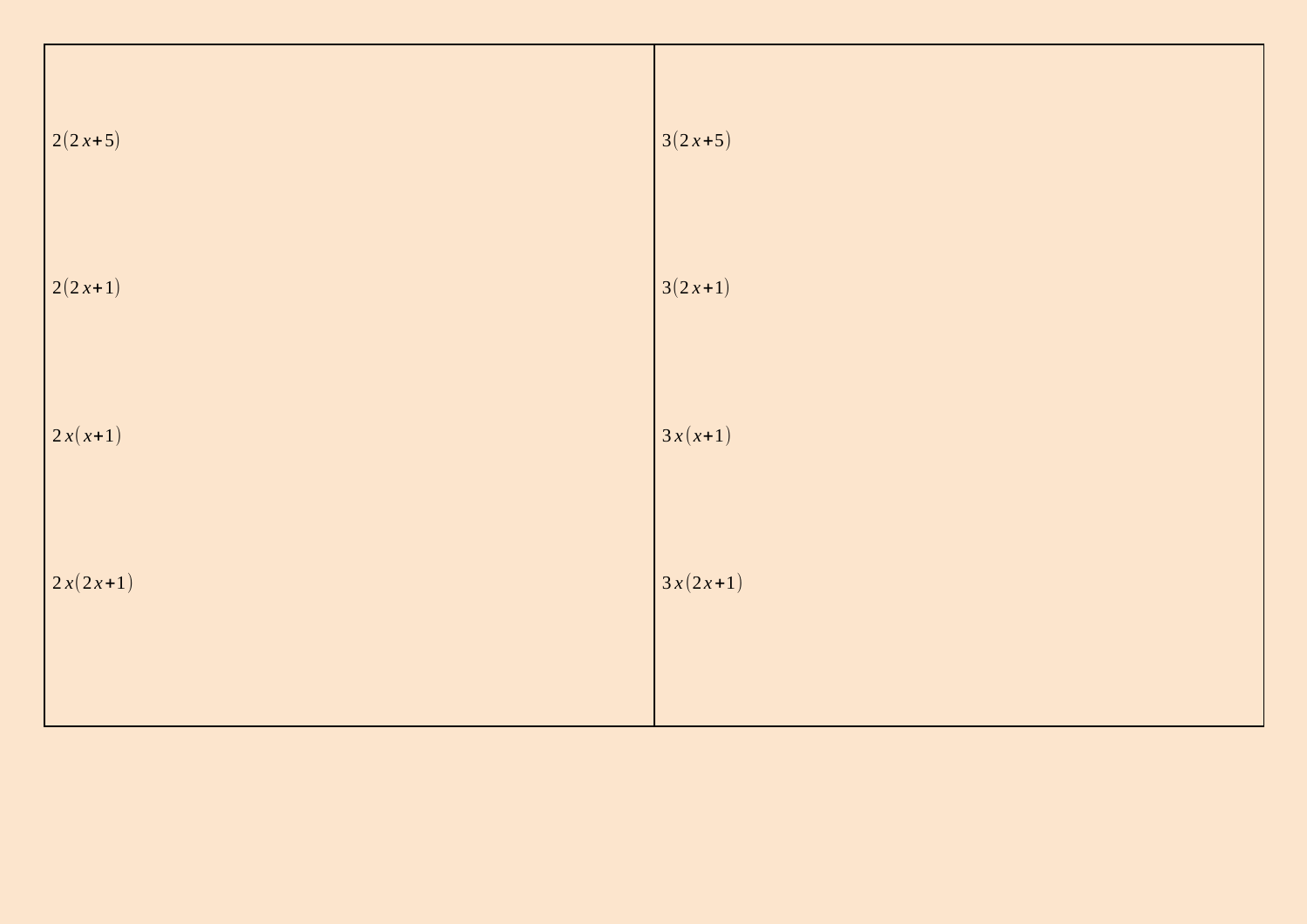| | |
|---|---|
| $2(2x+5)$ | $3(2x+5)$ |
| $2(2x+1)$ | $3(2x+1)$ |
| $2x(x+1)$ | $3x(x+1)$ |
| $2x(2x+1)$ | $3x(2x+1)$ |